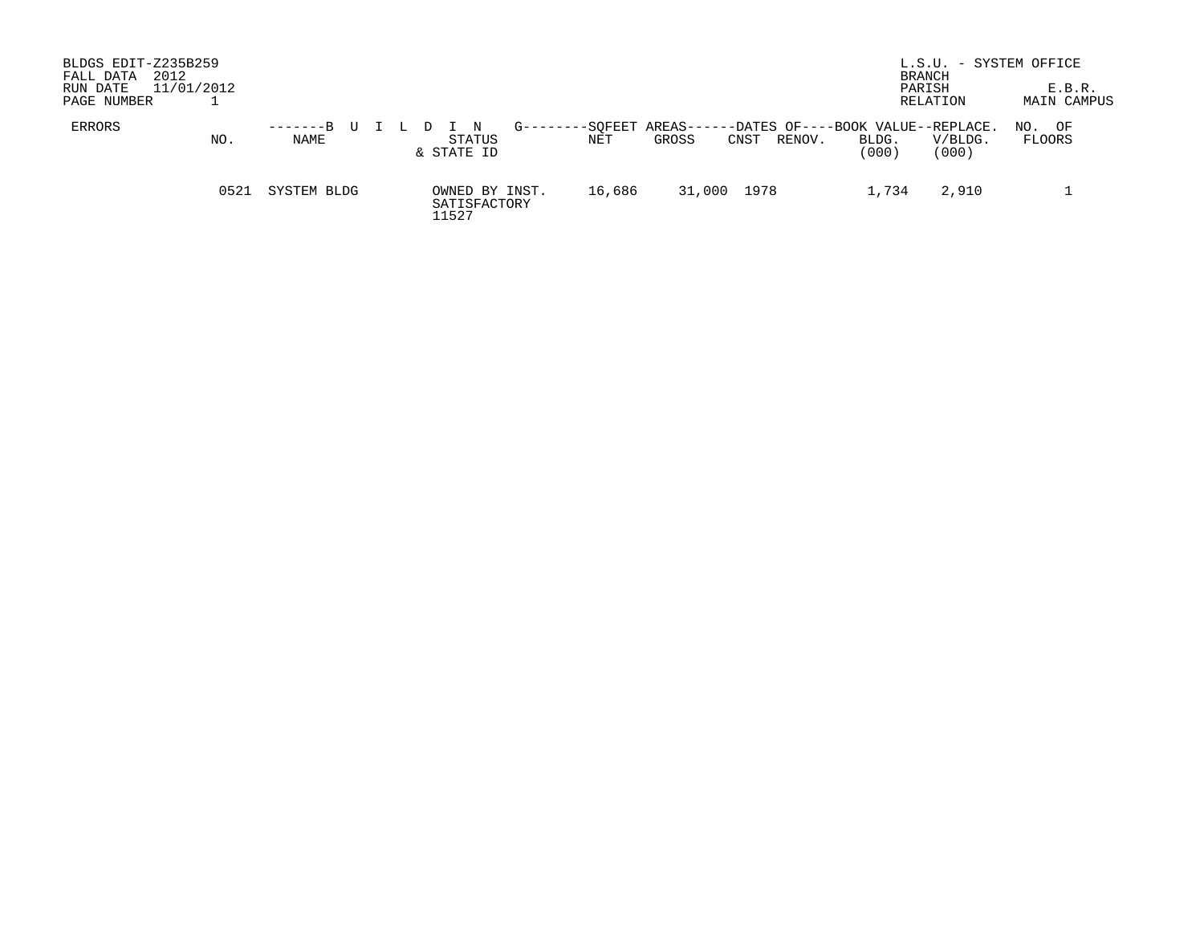BLDGS EDIT-Z235B259
FALL DATA 2012
RUN DATE 11/01/2012
PAGE NUMBER 1

L.S.U. - SYSTEM OFFICE

| BRANCH | |
|---|---|
| PARISH | E.B.R. |
| RELATION | MAIN CAMPUS |

| ERRORS | NO. | NAME | STATUS & STATE ID | NET | GROSS | CNST | RENOV. | BOOK VALUE BLDG. (000) | REPLACE. V/BLDG. (000) | NO. OF FLOORS |
|---|---|---|---|---|---|---|---|---|---|---|
| | | B U I L D I N G | | SQFEET AREAS | | DATES OF | | | | |
| | 0521 | SYSTEM BLDG | OWNED BY INST. SATISFACTORY 11527 | 16,686 | 31,000 | 1978 | | 1,734 | 2,910 | 1 |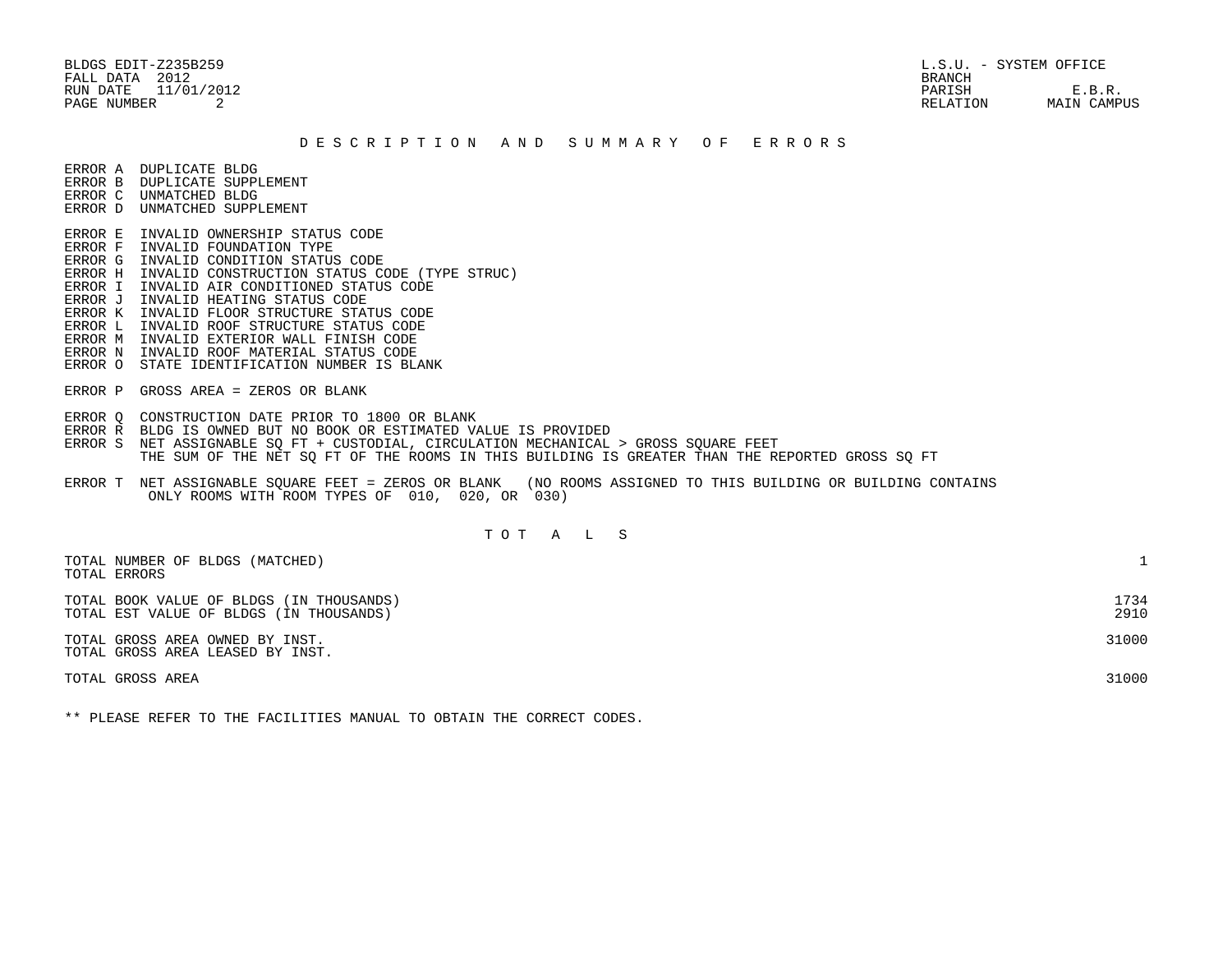BLDGS EDIT-Z235B259
FALL DATA 2012
RUN DATE 11/01/2012

L.S.U. - SYSTEM OFFICE
BRANCH
PARISH E.B.R.
RELATION MAIN CAMPUS

## D E S C R I P T I O N A N D S U M M A R Y O F E R R O R S

ERROR A DUPLICATE BLDG
ERROR B DUPLICATE SUPPLEMENT
ERROR C UNMATCHED BLDG
ERROR D UNMATCHED SUPPLEMENT

ERROR E INVALID OWNERSHIP STATUS CODE
ERROR F INVALID FOUNDATION TYPE
ERROR G INVALID CONDITION STATUS CODE
ERROR H INVALID CONSTRUCTION STATUS CODE (TYPE STRUC)
ERROR I INVALID AIR CONDITIONED STATUS CODE
ERROR J INVALID HEATING STATUS CODE
ERROR K INVALID FLOOR STRUCTURE STATUS CODE
ERROR L INVALID ROOF STRUCTURE STATUS CODE
ERROR M INVALID EXTERIOR WALL FINISH CODE
ERROR N INVALID ROOF MATERIAL STATUS CODE
ERROR O STATE IDENTIFICATION NUMBER IS BLANK

ERROR P GROSS AREA = ZEROS OR BLANK

ERROR Q CONSTRUCTION DATE PRIOR TO 1800 OR BLANK
ERROR R BLDG IS OWNED BUT NO BOOK OR ESTIMATED VALUE IS PROVIDED
ERROR S NET ASSIGNABLE SQ FT + CUSTODIAL, CIRCULATION MECHANICAL > GROSS SQUARE FEET
THE SUM OF THE NET SQ FT OF THE ROOMS IN THIS BUILDING IS GREATER THAN THE REPORTED GROSS SQ FT

ERROR T NET ASSIGNABLE SQUARE FEET = ZEROS OR BLANK (NO ROOMS ASSIGNED TO THIS BUILDING OR BUILDING CONTAINS ONLY ROOMS WITH ROOM TYPES OF 010, 020, OR 030)

## T O T A L S

| | |
|---|---|
| TOTAL NUMBER OF BLDGS (MATCHED) | 1 |
| TOTAL ERRORS | |
| TOTAL BOOK VALUE OF BLDGS (IN THOUSANDS) | 1734 |
| TOTAL EST VALUE OF BLDGS (IN THOUSANDS) | 2910 |
| TOTAL GROSS AREA OWNED BY INST. | 31000 |
| TOTAL GROSS AREA LEASED BY INST. | |
| TOTAL GROSS AREA | 31000 |

** PLEASE REFER TO THE FACILITIES MANUAL TO OBTAIN THE CORRECT CODES.